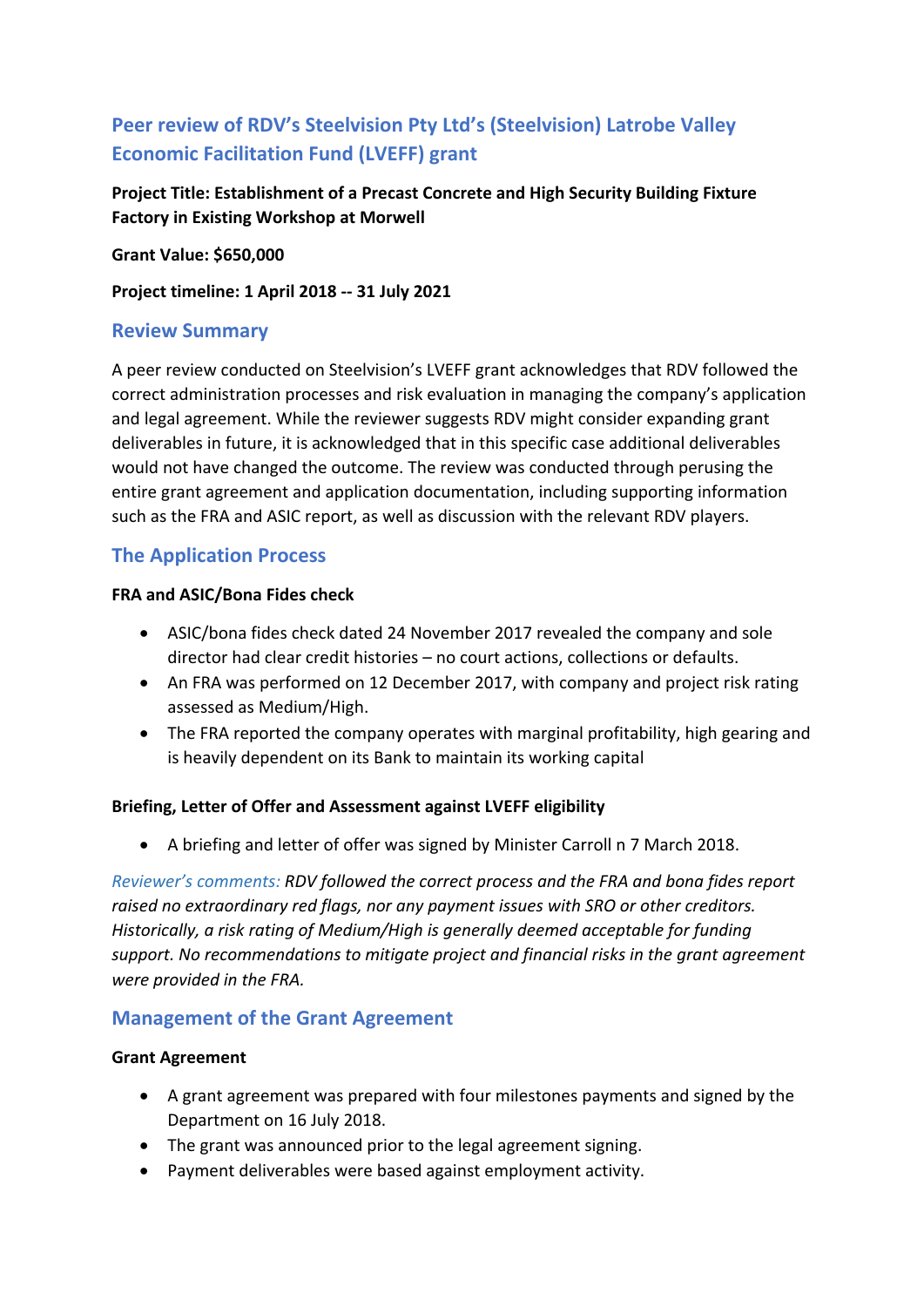## Peer review of RDV's Steelvision Pty Ltd's (Steelvision) Latrobe Valley Economic Facilitation Fund (LVEFF) grant

**Project Title: Establishment of a Precast Concrete and High Security Building Fixture Factory in Existing Workshop at Morwell**

**Grant Value: $650,000**

**Project timeline: 1 April 2018 -- 31 July 2021**

### Review Summary

A peer review conducted on Steelvision's LVEFF grant acknowledges that RDV followed the correct administration processes and risk evaluation in managing the company's application and legal agreement. While the reviewer suggests RDV might consider expanding grant deliverables in future, it is acknowledged that in this specific case additional deliverables would not have changed the outcome. The review was conducted through perusing the entire grant agreement and application documentation, including supporting information such as the FRA and ASIC report, as well as discussion with the relevant RDV players.

### The Application Process

**FRA and ASIC/Bona Fides check**

- ASIC/bona fides check dated 24 November 2017 revealed the company and sole director had clear credit histories – no court actions, collections or defaults.
- An FRA was performed on 12 December 2017, with company and project risk rating assessed as Medium/High.
- The FRA reported the company operates with marginal profitability, high gearing and is heavily dependent on its Bank to maintain its working capital

**Briefing, Letter of Offer and Assessment against LVEFF eligibility**

- A briefing and letter of offer was signed by Minister Carroll n 7 March 2018.

*Reviewer's comments: RDV followed the correct process and the FRA and bona fides report raised no extraordinary red flags, nor any payment issues with SRO or other creditors. Historically, a risk rating of Medium/High is generally deemed acceptable for funding support. No recommendations to mitigate project and financial risks in the grant agreement were provided in the FRA.*

### Management of the Grant Agreement

**Grant Agreement**

- A grant agreement was prepared with four milestones payments and signed by the Department on 16 July 2018.
- The grant was announced prior to the legal agreement signing.
- Payment deliverables were based against employment activity.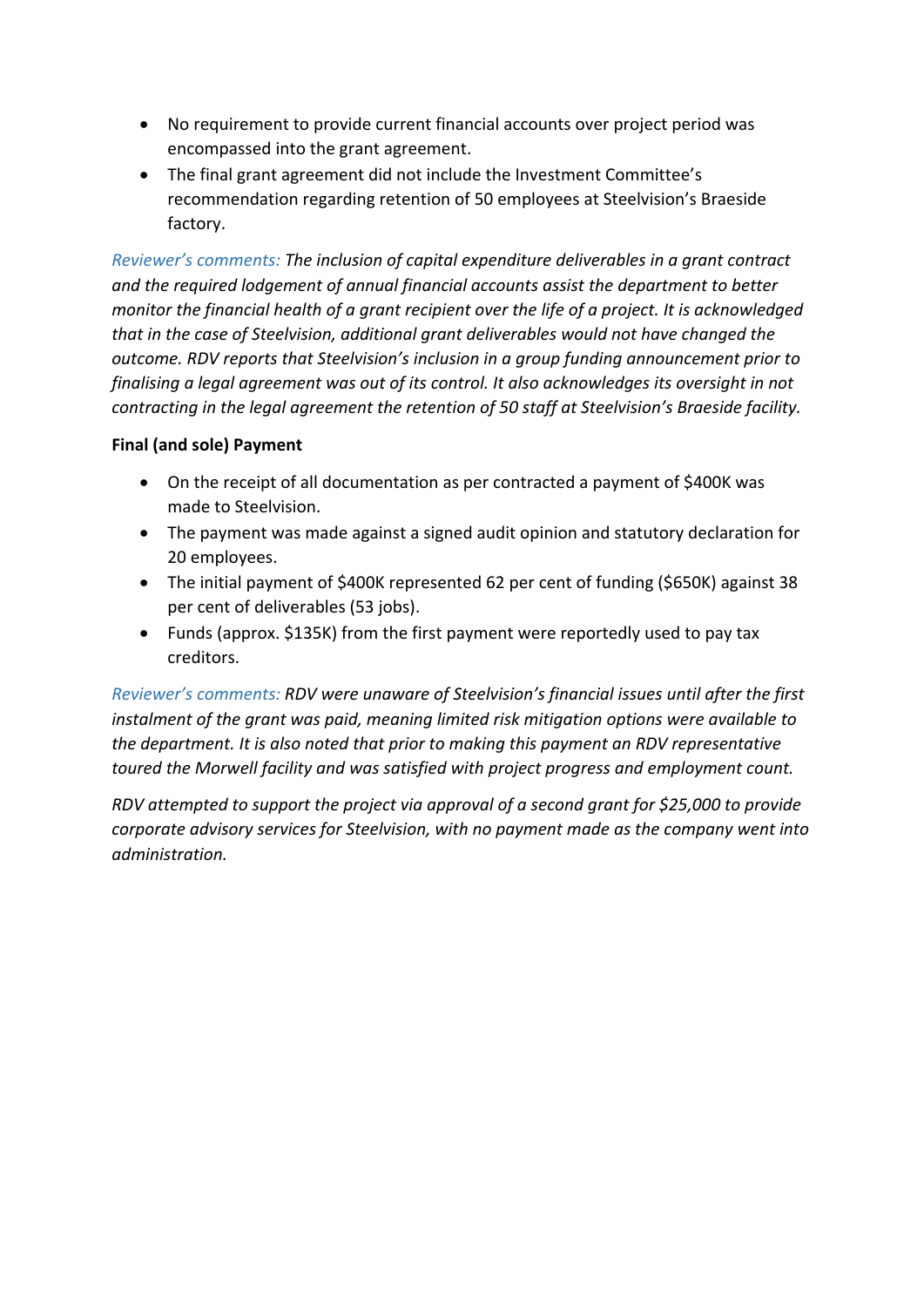- No requirement to provide current financial accounts over project period was encompassed into the grant agreement.
- The final grant agreement did not include the Investment Committee's recommendation regarding retention of 50 employees at Steelvision's Braeside factory.

*Reviewer's comments: The inclusion of capital expenditure deliverables in a grant contract and the required lodgement of annual financial accounts assist the department to better monitor the financial health of a grant recipient over the life of a project. It is acknowledged that in the case of Steelvision, additional grant deliverables would not have changed the outcome. RDV reports that Steelvision's inclusion in a group funding announcement prior to finalising a legal agreement was out of its control. It also acknowledges its oversight in not contracting in the legal agreement the retention of 50 staff at Steelvision's Braeside facility.*

**Final (and sole) Payment**

- On the receipt of all documentation as per contracted a payment of $400K was made to Steelvision.
- The payment was made against a signed audit opinion and statutory declaration for 20 employees.
- The initial payment of $400K represented 62 per cent of funding ($650K) against 38 per cent of deliverables (53 jobs).
- Funds (approx. $135K) from the first payment were reportedly used to pay tax creditors.

*Reviewer's comments: RDV were unaware of Steelvision's financial issues until after the first instalment of the grant was paid, meaning limited risk mitigation options were available to the department. It is also noted that prior to making this payment an RDV representative toured the Morwell facility and was satisfied with project progress and employment count.*

*RDV attempted to support the project via approval of a second grant for $25,000 to provide corporate advisory services for Steelvision, with no payment made as the company went into administration.*